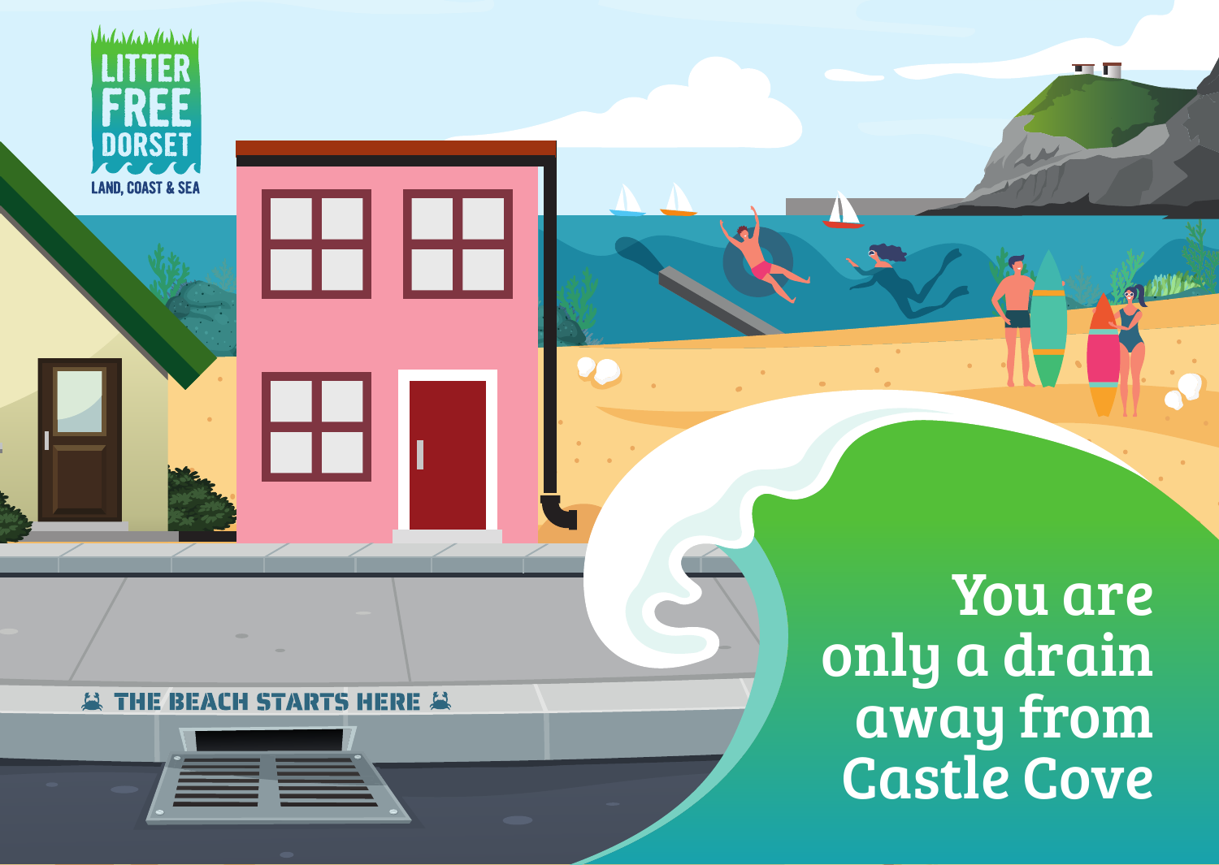LITTER FREE DORSET

LAND, COAST & SEA

THE BEACH STARTS HERE

# You are only a drain away from Castle Cove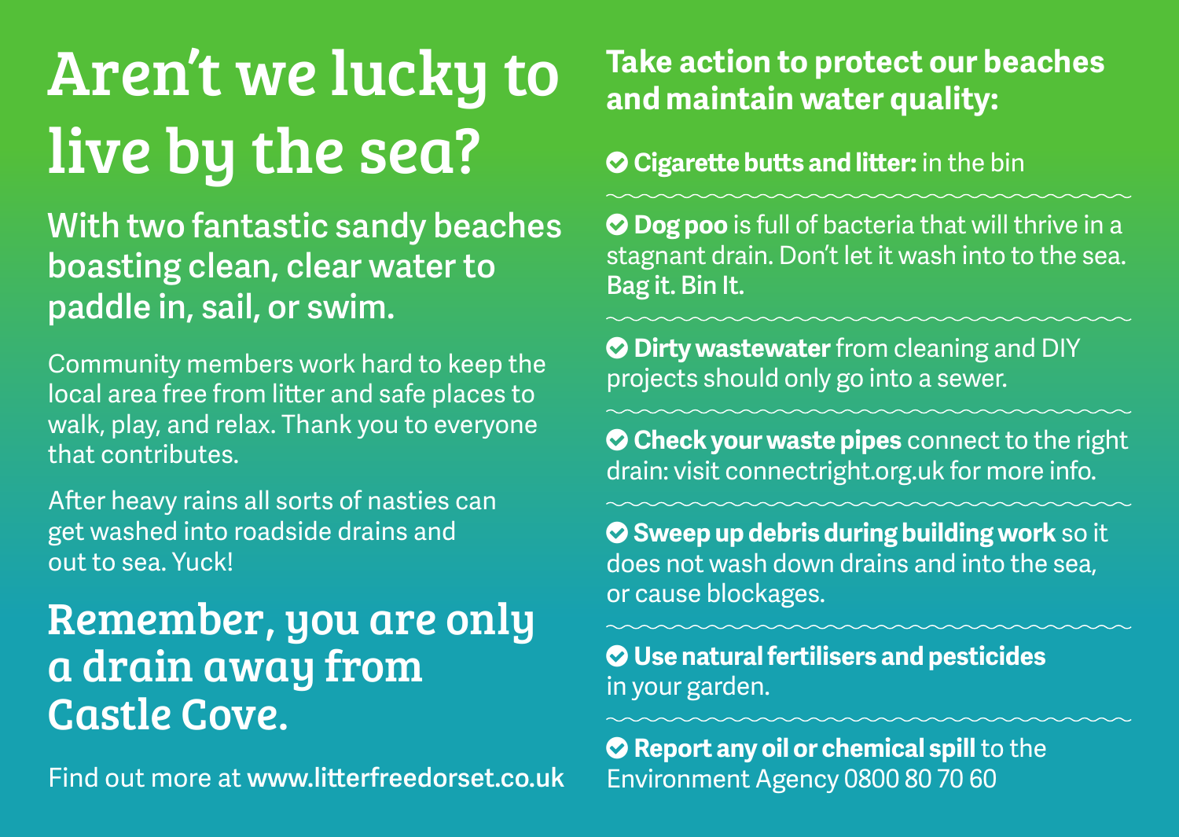# Aren't we lucky to live by the sea?

## With two fantastic sandy beaches boasting clean, clear water to paddle in, sail, or swim.

Community members work hard to keep the local area free from litter and safe places to walk, play, and relax. Thank you to everyone that contributes.

After heavy rains all sorts of nasties can get washed into roadside drains and out to sea. Yuck!

## Remember, you are only a drain away from Castle Cove.

Find out more at **www.litterfreedorset.co.uk**

### Take action to protect our beaches and maintain water quality:

- **Cigarette butts and litter:** in the bin
- **Dog poo** is full of bacteria that will thrive in a stagnant drain. Don't let it wash into to the sea. Bag it. Bin It.
- **Dirty wastewater** from cleaning and DIY projects should only go into a sewer.
- **Check your waste pipes** connect to the right drain: visit connectright.org.uk for more info.
- **Sweep up debris during building work** so it does not wash down drains and into the sea, or cause blockages.
- **Use natural fertilisers and pesticides** in your garden.
- **Report any oil or chemical spill** to the Environment Agency 0800 80 70 60